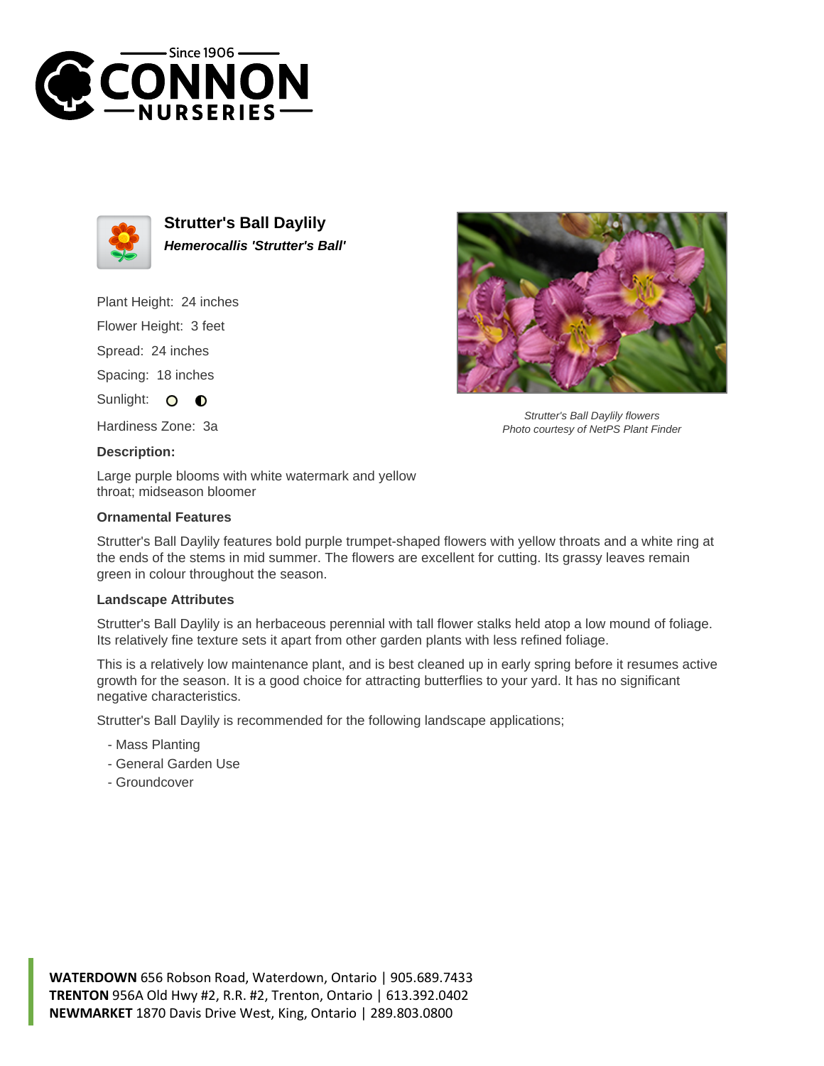Since 1906 CONNON NURSERIES

## Strutter's Ball Daylily

***Hemerocallis 'Strutter's Ball'***

Plant Height: 24 inches

Flower Height: 3 feet

Spread: 24 inches

Spacing: 18 inches

Sunlight:

Hardiness Zone: 3a

*Strutter's Ball Daylily flowers*
*Photo courtesy of NetPS Plant Finder*

**Description:**

Large purple blooms with white watermark and yellow throat; midseason bloomer

**Ornamental Features**

Strutter's Ball Daylily features bold purple trumpet-shaped flowers with yellow throats and a white ring at the ends of the stems in mid summer. The flowers are excellent for cutting. Its grassy leaves remain green in colour throughout the season.

**Landscape Attributes**

Strutter's Ball Daylily is an herbaceous perennial with tall flower stalks held atop a low mound of foliage. Its relatively fine texture sets it apart from other garden plants with less refined foliage.

This is a relatively low maintenance plant, and is best cleaned up in early spring before it resumes active growth for the season. It is a good choice for attracting butterflies to your yard. It has no significant negative characteristics.

Strutter's Ball Daylily is recommended for the following landscape applications;

- Mass Planting
- General Garden Use
- Groundcover

**WATERDOWN** 656 Robson Road, Waterdown, Ontario | 905.689.7433
**TRENTON** 956A Old Hwy #2, R.R. #2, Trenton, Ontario | 613.392.0402
**NEWMARKET** 1870 Davis Drive West, King, Ontario | 289.803.0800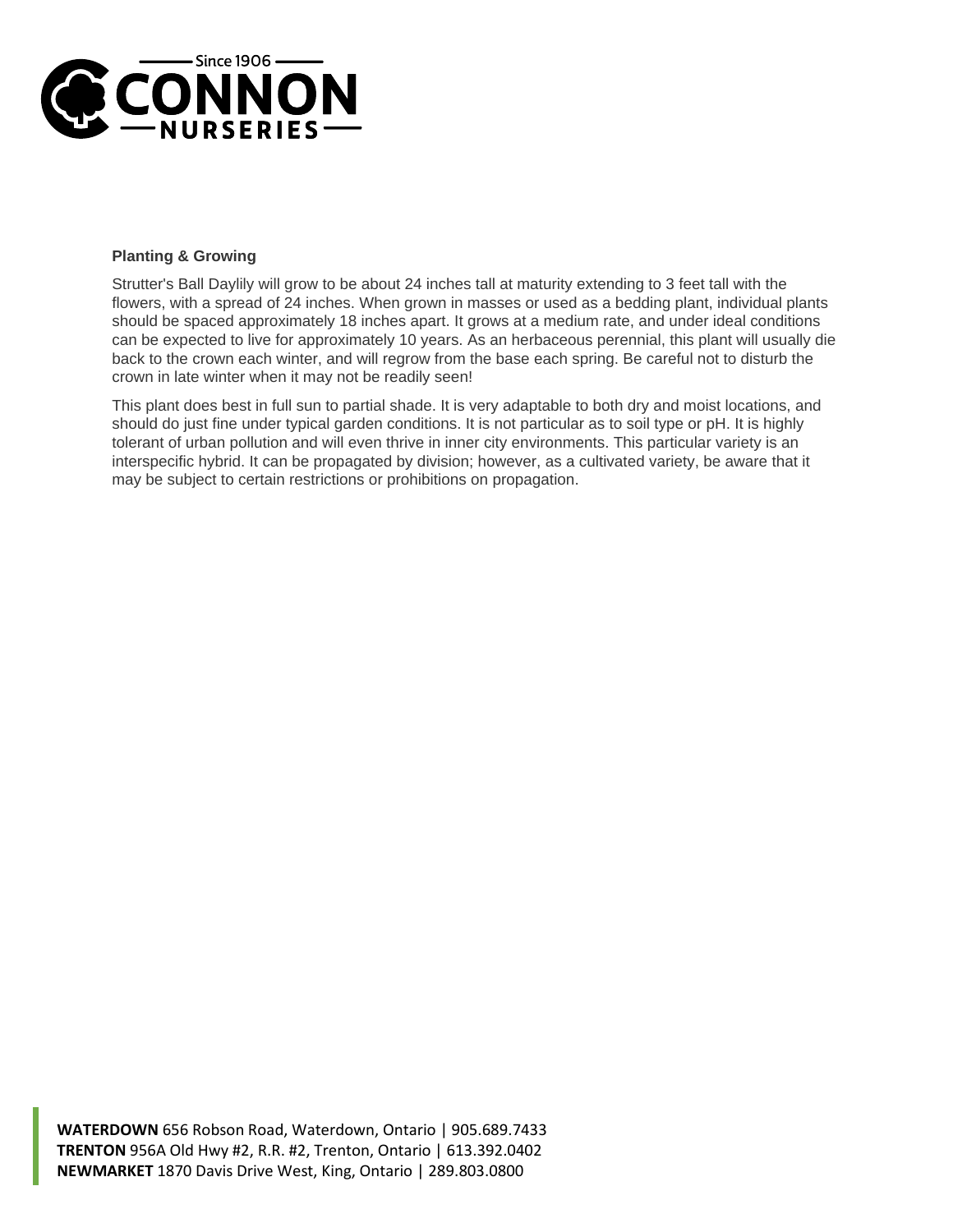## Planting & Growing

Strutter's Ball Daylily will grow to be about 24 inches tall at maturity extending to 3 feet tall with the flowers, with a spread of 24 inches. When grown in masses or used as a bedding plant, individual plants should be spaced approximately 18 inches apart. It grows at a medium rate, and under ideal conditions can be expected to live for approximately 10 years. As an herbaceous perennial, this plant will usually die back to the crown each winter, and will regrow from the base each spring. Be careful not to disturb the crown in late winter when it may not be readily seen!

This plant does best in full sun to partial shade. It is very adaptable to both dry and moist locations, and should do just fine under typical garden conditions. It is not particular as to soil type or pH. It is highly tolerant of urban pollution and will even thrive in inner city environments. This particular variety is an interspecific hybrid. It can be propagated by division; however, as a cultivated variety, be aware that it may be subject to certain restrictions or prohibitions on propagation.